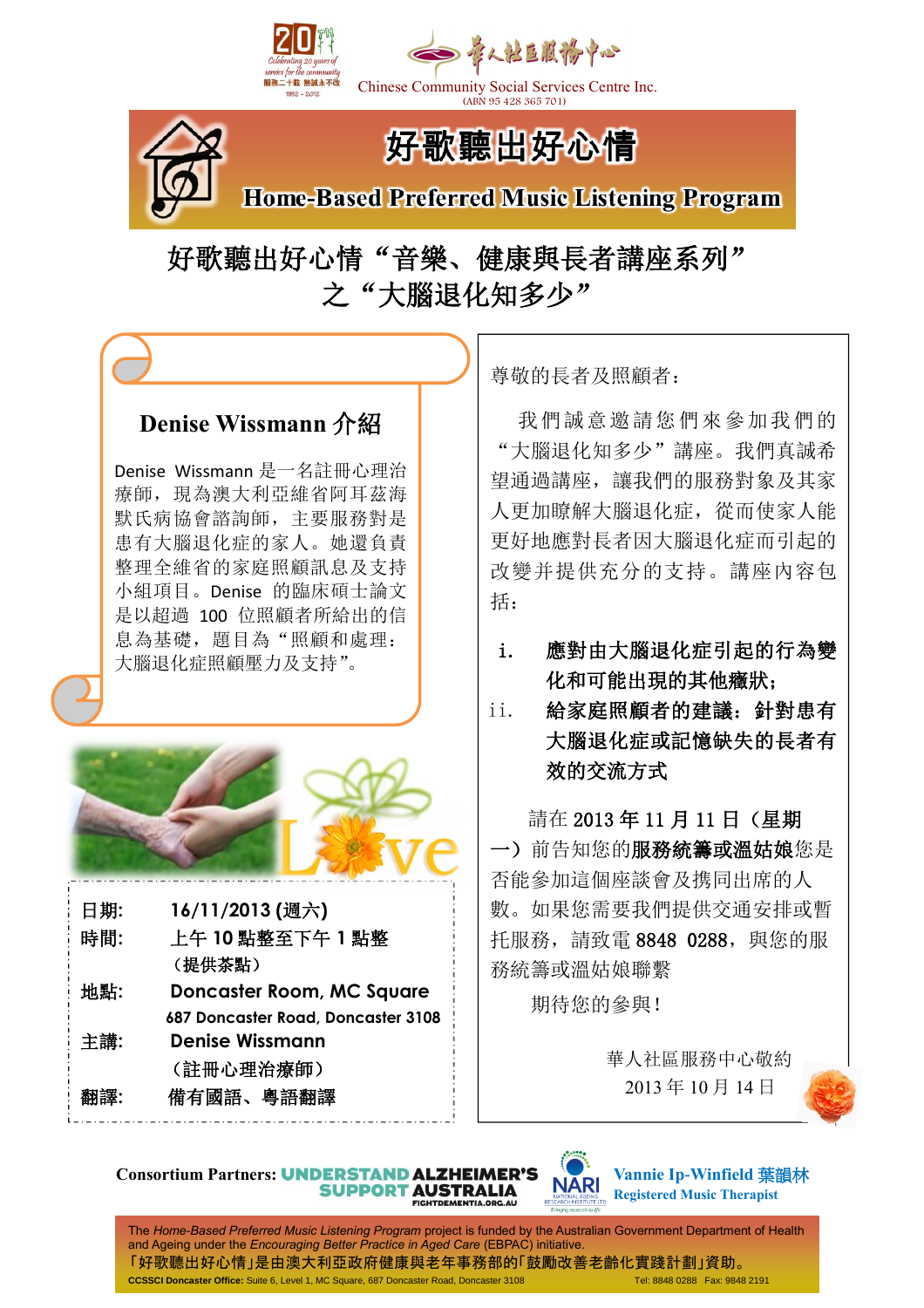Celebrating 20 years of service for the community
服務二十載 熱誠永不改
1992 - 2012

華人社區服務中心
Chinese Community Social Services Centre Inc.
(ABN 95 428 365 701)

# 好歌聽出好心情
# Home-Based Preferred Music Listening Program

## 好歌聽出好心情“音樂、健康與長者講座系列”之“大腦退化知多少”

### Denise Wissmann 介紹

Denise Wissmann 是一名註冊心理治療師，現為澳大利亞維省阿耳茲海默氏病協會諮詢師，主要服務對是患有大腦退化症的家人。她還負責整理全維省的家庭照顧訊息及支持小組項目。Denise 的臨床碩士論文是以超過 100 位照顧者所給出的信息為基礎，題目為“照顧和處理：大腦退化症照顧壓力及支持”。

| | |
|---|---|
| 日期: | 16/11/2013 (週六) |
| 時間: | 上午 10 點整至下午 1 點整（提供茶點） |
| 地點: | Doncaster Room, MC Square 687 Doncaster Road, Doncaster 3108 |
| 主講: | Denise Wissmann（註冊心理治療師） |
| 翻譯: | 備有國語、粵語翻譯 |

尊敬的長者及照顧者：

我們誠意邀請您們來參加我們的“大腦退化知多少”講座。我們真誠希望通過講座，讓我們的服務對象及其家人更加瞭解大腦退化症，從而使家人能更好地應對長者因大腦退化症而引起的改變并提供充分的支持。講座內容包括：

i. **應對由大腦退化症引起的行為變化和可能出現的其他癥狀；**
ii. **給家庭照顧者的建議：針對患有大腦退化症或記憶缺失的長者有效的交流方式**

請在 2013 年 11 月 11 日（星期一）前告知您的**服務統籌或溫姑娘**您是否能參加這個座談會及携同出席的人數。如果您需要我們提供交通安排或暫托服務，請致電 8848 0288，與您的服務統籌或溫姑娘聯繫

期待您的參與！

華人社區服務中心敬約
2013 年 10 月 14 日

**Consortium Partners:** UNDERSTAND ALZHEIMER'S SUPPORT AUSTRALIA FIGHTDEMENTIA.ORG.AU | NARI National Ageing Research Institute Ltd | **Vannie Ip-Winfield 葉韻林 Registered Music Therapist**

The *Home-Based Preferred Music Listening Program* project is funded by the Australian Government Department of Health and Ageing under the *Encouraging Better Practice in Aged Care* (EBPAC) initiative.
「好歌聽出好心情」是由澳大利亞政府健康與老年事務部的「鼓勵改善老齡化實踐計劃」資助。
**CCSSCI Doncaster Office:** Suite 6, Level 1, MC Square, 687 Doncaster Road, Doncaster 3108 Tel: 8848 0288 Fax: 9848 2191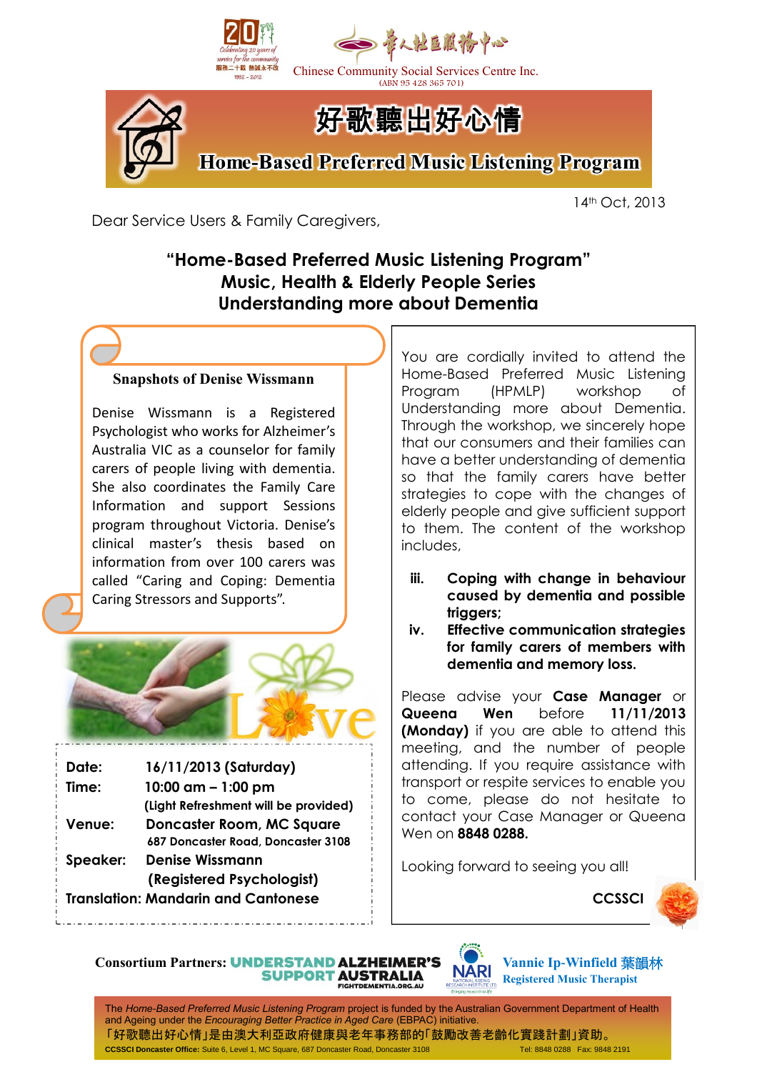Celebrating 20 years of service for the community
服務二十載 熱誠永不改
1992 - 2012

華人社區服務中心

Chinese Community Social Services Centre Inc.
(ABN 95 428 365 701)

# 好歌聽出好心情

# Home-Based Preferred Music Listening Program

14th Oct, 2013

Dear Service Users & Family Caregivers,

## "Home-Based Preferred Music Listening Program"
## Music, Health & Elderly People Series
## Understanding more about Dementia

### Snapshots of Denise Wissmann

Denise Wissmann is a Registered Psychologist who works for Alzheimer's Australia VIC as a counselor for family carers of people living with dementia. She also coordinates the Family Care Information and support Sessions program throughout Victoria. Denise's clinical master's thesis based on information from over 100 carers was called "Caring and Coping: Dementia Caring Stressors and Supports".

Love

**Date:** 16/11/2013 (Saturday)
**Time:** 10:00 am – 1:00 pm
**(Light Refreshment will be provided)**
**Venue:** Doncaster Room, MC Square
**687 Doncaster Road, Doncaster 3108**
**Speaker:** Denise Wissmann
**(Registered Psychologist)**
**Translation: Mandarin and Cantonese**

You are cordially invited to attend the Home-Based Preferred Music Listening Program (HPMLP) workshop of Understanding more about Dementia. Through the workshop, we sincerely hope that our consumers and their families can have a better understanding of dementia so that the family carers have better strategies to cope with the changes of elderly people and give sufficient support to them. The content of the workshop includes,

- **iii. Coping with change in behaviour caused by dementia and possible triggers;**
- **iv. Effective communication strategies for family carers of members with dementia and memory loss.**

Please advise your **Case Manager** or **Queena Wen** before **11/11/2013 (Monday)** if you are able to attend this meeting, and the number of people attending. If you require assistance with transport or respite services to enable you to come, please do not hesitate to contact your Case Manager or Queena Wen on **8848 0288.**

Looking forward to seeing you all!

**CCSSCI**

**Consortium Partners:** UNDERSTAND ALZHEIMER'S SUPPORT AUSTRALIA FIGHTDEMENTIA.ORG.AU | NARI NATIONAL AGEING RESEARCH INSTITUTE LTD | Vannie Ip-Winfield 葉韻林 Registered Music Therapist

The *Home-Based Preferred Music Listening Program* project is funded by the Australian Government Department of Health and Ageing under the *Encouraging Better Practice in Aged Care* (EBPAC) initiative.

「好歌聽出好心情」是由澳大利亞政府健康與老年事務部的「鼓勵改善老齡化實踐計劃」資助。

**CCSSCI Doncaster Office:** Suite 6, Level 1, MC Square, 687 Doncaster Road, Doncaster 3108 Tel: 8848 0288 Fax: 9848 2191